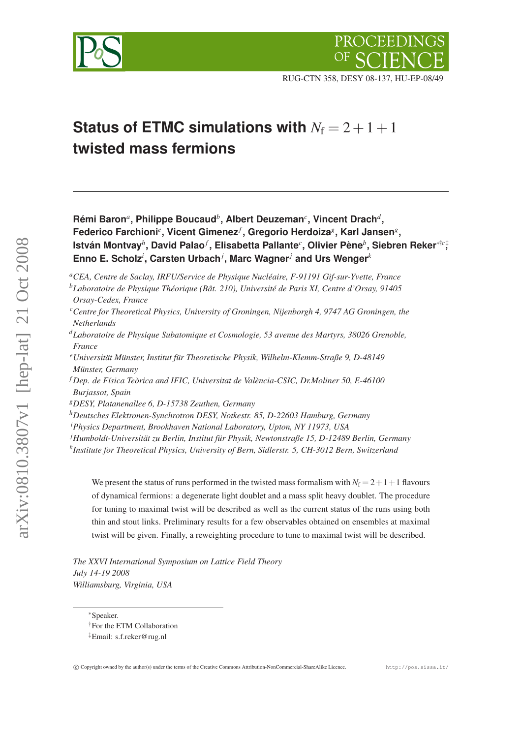RUG-CTN 358, DESY 08-137, HU-EP-08/49

# Status of ETMC simulations with $N_\mathrm{f} = 2+1+1$ twisted mass fermions

**Rémi Baron**[a], **Philippe Boucaud**[b], **Albert Deuzeman**[c], **Vincent Drach**[d], **Federico Farchioni**[e], **Vicent Gimenez**[f], **Gregorio Herdoiza**[g], **Karl Jansen**[g], **István Montvay**[h], **David Palao**[f], **Elisabetta Pallante**[c], **Olivier Pène**[b], **Siebren Reker**[*†c‡], **Enno E. Scholz**[i], **Carsten Urbach**[j], **Marc Wagner**[j] **and Urs Wenger**[k]

[a] *CEA, Centre de Saclay, IRFU/Service de Physique Nucléaire, F-91191 Gif-sur-Yvette, France*
[b] *Laboratoire de Physique Théorique (Bât. 210), Université de Paris XI, Centre d'Orsay, 91405 Orsay-Cedex, France*
[c] *Centre for Theoretical Physics, University of Groningen, Nijenborgh 4, 9747 AG Groningen, the Netherlands*
[d] *Laboratoire de Physique Subatomique et Cosmologie, 53 avenue des Martyrs, 38026 Grenoble, France*
[e] *Universität Münster, Institut für Theoretische Physik, Wilhelm-Klemm-Straße 9, D-48149 Münster, Germany*
[f] *Dep. de Física Teòrica and IFIC, Universitat de València-CSIC, Dr.Moliner 50, E-46100 Burjassot, Spain*
[g] *DESY, Platanenallee 6, D-15738 Zeuthen, Germany*
[h] *Deutsches Elektronen-Synchrotron DESY, Notkestr. 85, D-22603 Hamburg, Germany*
[i] *Physics Department, Brookhaven National Laboratory, Upton, NY 11973, USA*
[j] *Humboldt-Universität zu Berlin, Institut für Physik, Newtonstraße 15, D-12489 Berlin, Germany*
[k] *Institute for Theoretical Physics, University of Bern, Sidlerstr. 5, CH-3012 Bern, Switzerland*

We present the status of runs performed in the twisted mass formalism with $N_\mathrm{f} = 2+1+1$ flavours of dynamical fermions: a degenerate light doublet and a mass split heavy doublet. The procedure for tuning to maximal twist will be described as well as the current status of the runs using both thin and stout links. Preliminary results for a few observables obtained on ensembles at maximal twist will be given. Finally, a reweighting procedure to tune to maximal twist will be described.

*The XXVI International Symposium on Lattice Field Theory*
*July 14-19 2008*
*Williamsburg, Virginia, USA*

---

[*] Speaker.
[†] For the ETM Collaboration
[‡] Email: s.f.reker@rug.nl

© Copyright owned by the author(s) under the terms of the Creative Commons Attribution-NonCommercial-ShareAlike Licence. http://pos.sissa.it/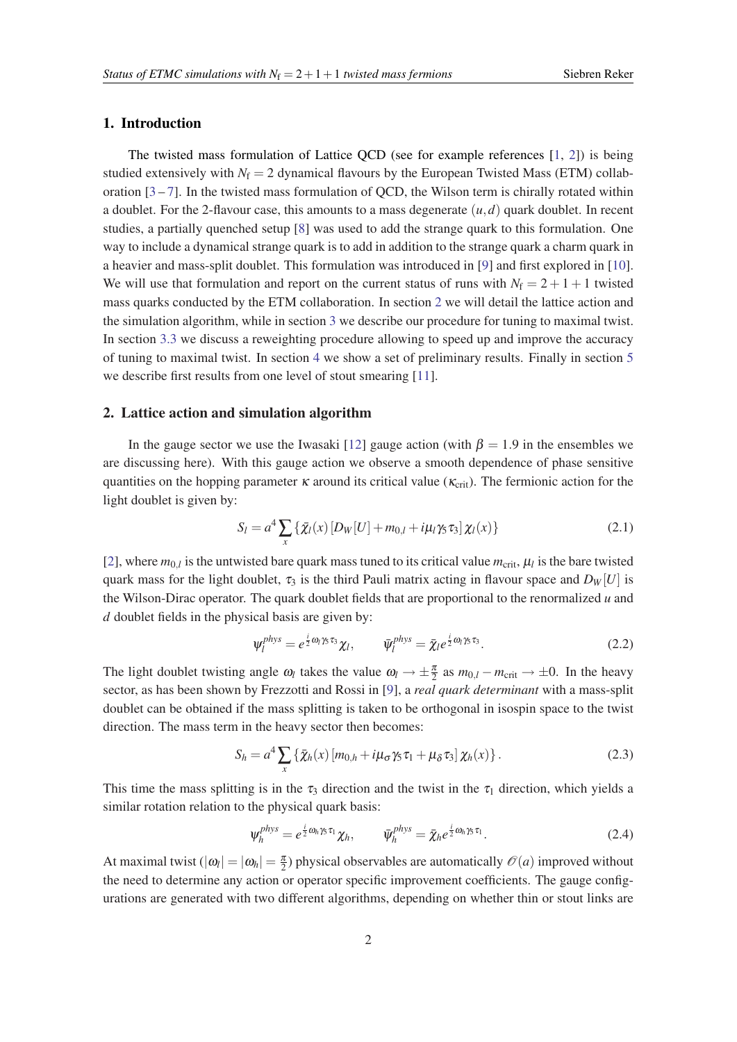## 1. Introduction

The twisted mass formulation of Lattice QCD (see for example references [1, 2]) is being studied extensively with $N_f = 2$ dynamical flavours by the European Twisted Mass (ETM) collaboration [3 – 7]. In the twisted mass formulation of QCD, the Wilson term is chirally rotated within a doublet. For the 2-flavour case, this amounts to a mass degenerate $(u,d)$ quark doublet. In recent studies, a partially quenched setup [8] was used to add the strange quark to this formulation. One way to include a dynamical strange quark is to add in addition to the strange quark a charm quark in a heavier and mass-split doublet. This formulation was introduced in [9] and first explored in [10]. We will use that formulation and report on the current status of runs with $N_f = 2+1+1$ twisted mass quarks conducted by the ETM collaboration. In section 2 we will detail the lattice action and the simulation algorithm, while in section 3 we describe our procedure for tuning to maximal twist. In section 3.3 we discuss a reweighting procedure allowing to speed up and improve the accuracy of tuning to maximal twist. In section 4 we show a set of preliminary results. Finally in section 5 we describe first results from one level of stout smearing [11].

## 2. Lattice action and simulation algorithm

In the gauge sector we use the Iwasaki [12] gauge action (with $\beta = 1.9$ in the ensembles we are discussing here). With this gauge action we observe a smooth dependence of phase sensitive quantities on the hopping parameter $\kappa$ around its critical value ($\kappa_{\text{crit}}$). The fermionic action for the light doublet is given by:

$$S_l = a^4 \sum_x \{ \bar{\chi}_l(x) \left[ D_W[U] + m_{0,l} + i\mu_l \gamma_5 \tau_3 \right] \chi_l(x) \} \tag{2.1}$$

[2], where $m_{0,l}$ is the untwisted bare quark mass tuned to its critical value $m_{\text{crit}}$, $\mu_l$ is the bare twisted quark mass for the light doublet, $\tau_3$ is the third Pauli matrix acting in flavour space and $D_W[U]$ is the Wilson-Dirac operator. The quark doublet fields that are proportional to the renormalized $u$ and $d$ doublet fields in the physical basis are given by:

$$\psi_l^{phys} = e^{\frac{i}{2}\omega_l \gamma_5 \tau_3} \chi_l, \qquad \bar{\psi}_l^{phys} = \bar{\chi}_l e^{\frac{i}{2}\omega_l \gamma_5 \tau_3}. \tag{2.2}$$

The light doublet twisting angle $\omega_l$ takes the value $\omega_l \to \pm\frac{\pi}{2}$ as $m_{0,l} - m_{\text{crit}} \to \pm 0$. In the heavy sector, as has been shown by Frezzotti and Rossi in [9], a *real quark determinant* with a mass-split doublet can be obtained if the mass splitting is taken to be orthogonal in isospin space to the twist direction. The mass term in the heavy sector then becomes:

$$S_h = a^4 \sum_x \{ \bar{\chi}_h(x) \left[ m_{0,h} + i\mu_\sigma \gamma_5 \tau_1 + \mu_\delta \tau_3 \right] \chi_h(x) \}. \tag{2.3}$$

This time the mass splitting is in the $\tau_3$ direction and the twist in the $\tau_1$ direction, which yields a similar rotation relation to the physical quark basis:

$$\psi_h^{phys} = e^{\frac{i}{2}\omega_h \gamma_5 \tau_1} \chi_h, \qquad \bar{\psi}_h^{phys} = \bar{\chi}_h e^{\frac{i}{2}\omega_h \gamma_5 \tau_1}. \tag{2.4}$$

At maximal twist ($|\omega_l| = |\omega_h| = \frac{\pi}{2}$) physical observables are automatically $\mathcal{O}(a)$ improved without the need to determine any action or operator specific improvement coefficients. The gauge configurations are generated with two different algorithms, depending on whether thin or stout links are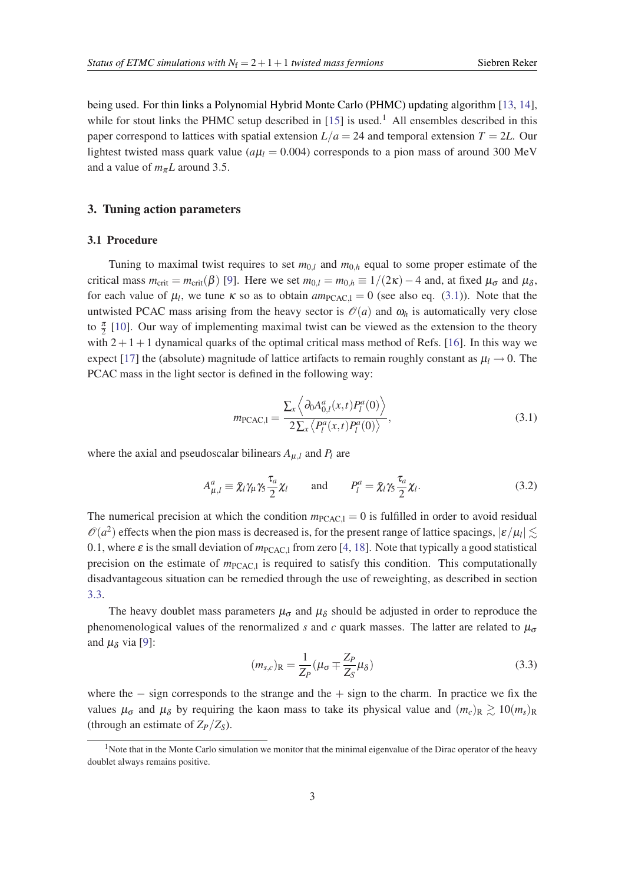being used. For thin links a Polynomial Hybrid Monte Carlo (PHMC) updating algorithm [13, 14], while for stout links the PHMC setup described in [15] is used.[1] All ensembles described in this paper correspond to lattices with spatial extension $L/a = 24$ and temporal extension $T = 2L$. Our lightest twisted mass quark value ($a\mu_l = 0.004$) corresponds to a pion mass of around 300 MeV and a value of $m_\pi L$ around 3.5.

## 3. Tuning action parameters

### 3.1 Procedure

Tuning to maximal twist requires to set $m_{0,l}$ and $m_{0,h}$ equal to some proper estimate of the critical mass $m_{\rm crit} = m_{\rm crit}(\beta)$ [9]. Here we set $m_{0,l} = m_{0,h} \equiv 1/(2\kappa) - 4$ and, at fixed $\mu_\sigma$ and $\mu_\delta$, for each value of $\mu_l$, we tune $\kappa$ so as to obtain $am_{\rm PCAC,l} = 0$ (see also eq. (3.1)). Note that the untwisted PCAC mass arising from the heavy sector is $\mathscr{O}(a)$ and $\omega_h$ is automatically very close to $\frac{\pi}{2}$ [10]. Our way of implementing maximal twist can be viewed as the extension to the theory with $2+1+1$ dynamical quarks of the optimal critical mass method of Refs. [16]. In this way we expect [17] the (absolute) magnitude of lattice artifacts to remain roughly constant as $\mu_l \to 0$. The PCAC mass in the light sector is defined in the following way:

$$m_{\rm PCAC,l} = \frac{\sum_x \left\langle \partial_0 A^a_{0,l}(x,t) P^a_l(0) \right\rangle}{2 \sum_x \left\langle P^a_l(x,t) P^a_l(0) \right\rangle}, \tag{3.1}$$

where the axial and pseudoscalar bilinears $A_{\mu,l}$ and $P_l$ are

$$A^a_{\mu,l} \equiv \bar{\chi}_l \gamma_\mu \gamma_5 \frac{\tau_a}{2} \chi_l \qquad \text{and} \qquad P^a_l = \bar{\chi}_l \gamma_5 \frac{\tau_a}{2} \chi_l. \tag{3.2}$$

The numerical precision at which the condition $m_{\rm PCAC,l} = 0$ is fulfilled in order to avoid residual $\mathscr{O}(a^2)$ effects when the pion mass is decreased is, for the present range of lattice spacings, $|\varepsilon/\mu_l| \lesssim 0.1$, where $\varepsilon$ is the small deviation of $m_{\rm PCAC,l}$ from zero [4, 18]. Note that typically a good statistical precision on the estimate of $m_{\rm PCAC,l}$ is required to satisfy this condition. This computationally disadvantageous situation can be remedied through the use of reweighting, as described in section 3.3.

The heavy doublet mass parameters $\mu_\sigma$ and $\mu_\delta$ should be adjusted in order to reproduce the phenomenological values of the renormalized $s$ and $c$ quark masses. The latter are related to $\mu_\sigma$ and $\mu_\delta$ via [9]:

$$(m_{s,c})_{\rm R} = \frac{1}{Z_P}\left(\mu_\sigma \mp \frac{Z_P}{Z_S}\mu_\delta\right) \tag{3.3}$$

where the $-$ sign corresponds to the strange and the $+$ sign to the charm. In practice we fix the values $\mu_\sigma$ and $\mu_\delta$ by requiring the kaon mass to take its physical value and $(m_c)_{\rm R} \gtrsim 10(m_s)_{\rm R}$ (through an estimate of $Z_P/Z_S$).

[1] Note that in the Monte Carlo simulation we monitor that the minimal eigenvalue of the Dirac operator of the heavy doublet always remains positive.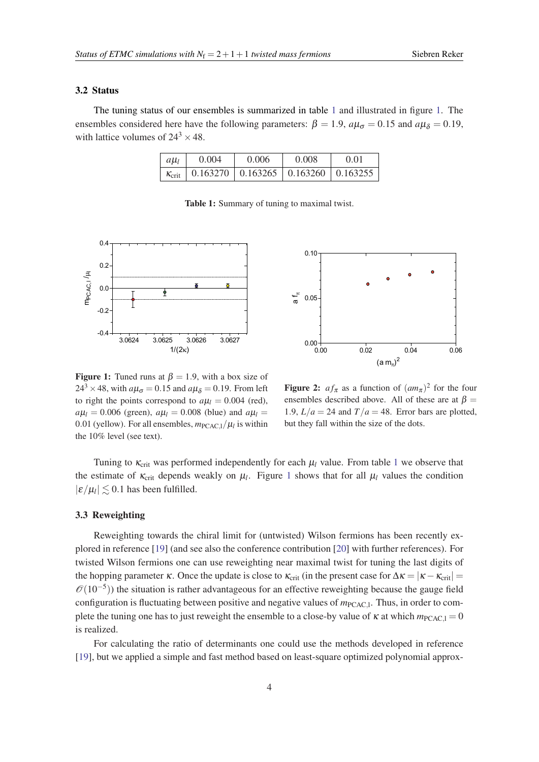### 3.2 Status

The tuning status of our ensembles is summarized in table 1 and illustrated in figure 1. The ensembles considered here have the following parameters: $\beta = 1.9$, $a\mu_\sigma = 0.15$ and $a\mu_\delta = 0.19$, with lattice volumes of $24^3 \times 48$.

| $a\mu_l$ | 0.004 | 0.006 | 0.008 | 0.01 |
|---|---|---|---|---|
| $\kappa_{\rm crit}$ | 0.163270 | 0.163265 | 0.163260 | 0.163255 |

**Table 1:** Summary of tuning to maximal twist.

**Figure 1:** Tuned runs at $\beta = 1.9$, with a box size of $24^3 \times 48$, with $a\mu_\sigma = 0.15$ and $a\mu_\delta = 0.19$. From left to right the points correspond to $a\mu_l = 0.004$ (red), $a\mu_l = 0.006$ (green), $a\mu_l = 0.008$ (blue) and $a\mu_l = 0.01$ (yellow). For all ensembles, $m_{\rm PCAC,l}/\mu_l$ is within the 10% level (see text).

**Figure 2:** $af_\pi$ as a function of $(am_\pi)^2$ for the four ensembles described above. All of these are at $\beta = 1.9$, $L/a = 24$ and $T/a = 48$. Error bars are plotted, but they fall within the size of the dots.

Tuning to $\kappa_{\rm crit}$ was performed independently for each $\mu_l$ value. From table 1 we observe that the estimate of $\kappa_{\rm crit}$ depends weakly on $\mu_l$. Figure 1 shows that for all $\mu_l$ values the condition $|\varepsilon/\mu_l| \lesssim 0.1$ has been fulfilled.

### 3.3 Reweighting

Reweighting towards the chiral limit for (untwisted) Wilson fermions has been recently explored in reference [19] (and see also the conference contribution [20] with further references). For twisted Wilson fermions one can use reweighting near maximal twist for tuning the last digits of the hopping parameter $\kappa$. Once the update is close to $\kappa_{\rm crit}$ (in the present case for $\Delta\kappa = |\kappa - \kappa_{\rm crit}| = \mathscr{O}(10^{-5})$) the situation is rather advantageous for an effective reweighting because the gauge field configuration is fluctuating between positive and negative values of $m_{\rm PCAC,l}$. Thus, in order to complete the tuning one has to just reweight the ensemble to a close-by value of $\kappa$ at which $m_{\rm PCAC,l} = 0$ is realized.

For calculating the ratio of determinants one could use the methods developed in reference [19], but we applied a simple and fast method based on least-square optimized polynomial approx-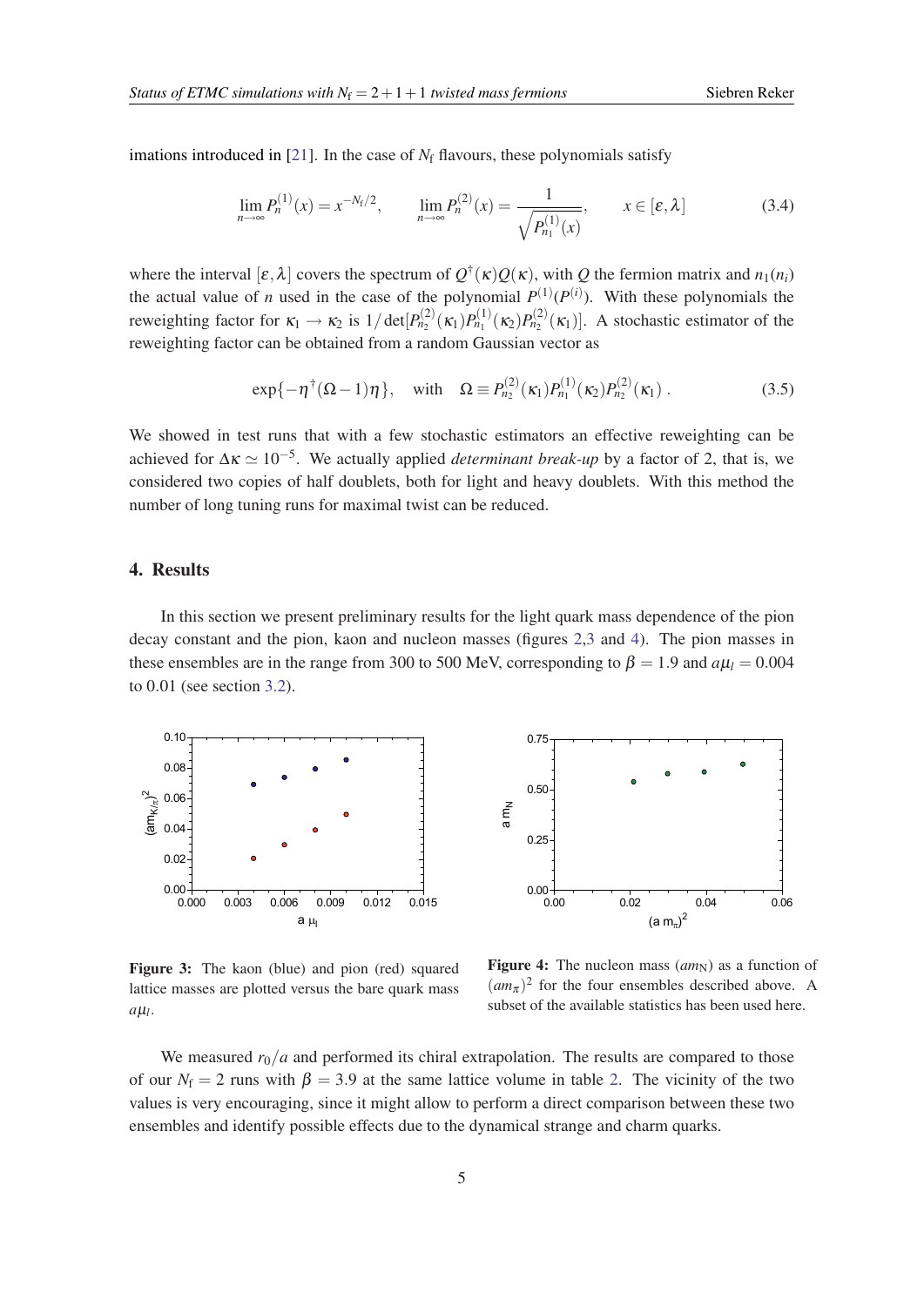imations introduced in [21]. In the case of $N_f$ flavours, these polynomials satisfy

$$\lim_{n\to\infty} P_n^{(1)}(x) = x^{-N_f/2}, \qquad \lim_{n\to\infty} P_n^{(2)}(x) = \frac{1}{\sqrt{P_{n_1}^{(1)}(x)}}, \qquad x \in [\varepsilon, \lambda] \tag{3.4}$$

where the interval $[\varepsilon, \lambda]$ covers the spectrum of $Q^\dagger(\kappa)Q(\kappa)$, with $Q$ the fermion matrix and $n_1(n_i)$ the actual value of $n$ used in the case of the polynomial $P^{(1)}(P^{(i)})$. With these polynomials the reweighting factor for $\kappa_1 \to \kappa_2$ is $1/\det[P_{n_2}^{(2)}(\kappa_1)P_{n_1}^{(1)}(\kappa_2)P_{n_2}^{(2)}(\kappa_1)]$. A stochastic estimator of the reweighting factor can be obtained from a random Gaussian vector as

$$\exp\{-\eta^\dagger(\Omega - 1)\eta\}, \quad \text{with} \quad \Omega \equiv P_{n_2}^{(2)}(\kappa_1)P_{n_1}^{(1)}(\kappa_2)P_{n_2}^{(2)}(\kappa_1)\,. \tag{3.5}$$

We showed in test runs that with a few stochastic estimators an effective reweighting can be achieved for $\Delta\kappa \simeq 10^{-5}$. We actually applied *determinant break-up* by a factor of 2, that is, we considered two copies of half doublets, both for light and heavy doublets. With this method the number of long tuning runs for maximal twist can be reduced.

## 4. Results

In this section we present preliminary results for the light quark mass dependence of the pion decay constant and the pion, kaon and nucleon masses (figures 2,3 and 4). The pion masses in these ensembles are in the range from 300 to 500 MeV, corresponding to $\beta = 1.9$ and $a\mu_l = 0.004$ to 0.01 (see section 3.2).

**Figure 3:** The kaon (blue) and pion (red) squared lattice masses are plotted versus the bare quark mass $a\mu_l$.

**Figure 4:** The nucleon mass ($am_N$) as a function of $(am_\pi)^2$ for the four ensembles described above. A subset of the available statistics has been used here.

We measured $r_0/a$ and performed its chiral extrapolation. The results are compared to those of our $N_f = 2$ runs with $\beta = 3.9$ at the same lattice volume in table 2. The vicinity of the two values is very encouraging, since it might allow to perform a direct comparison between these two ensembles and identify possible effects due to the dynamical strange and charm quarks.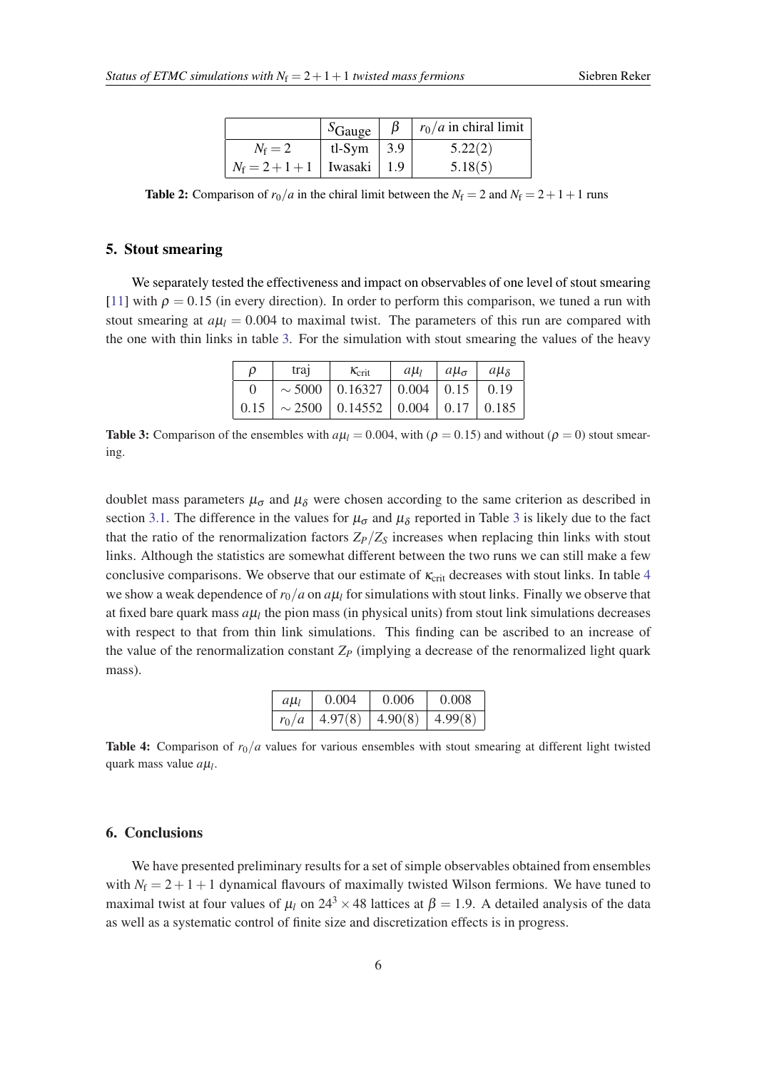|  | $S_{\text{Gauge}}$ | $\beta$ | $r_0/a$ in chiral limit |
|---|---|---|---|
| $N_f = 2$ | tl-Sym | 3.9 | 5.22(2) |
| $N_f = 2+1+1$ | Iwasaki | 1.9 | 5.18(5) |

**Table 2:** Comparison of $r_0/a$ in the chiral limit between the $N_f = 2$ and $N_f = 2+1+1$ runs

## 5. Stout smearing

We separately tested the effectiveness and impact on observables of one level of stout smearing [11] with $\rho = 0.15$ (in every direction). In order to perform this comparison, we tuned a run with stout smearing at $a\mu_l = 0.004$ to maximal twist. The parameters of this run are compared with the one with thin links in table 3. For the simulation with stout smearing the values of the heavy doublet mass parameters $\mu_\sigma$ and $\mu_\delta$ were chosen according to the same criterion as described in section 3.1. The difference in the values for $\mu_\sigma$ and $\mu_\delta$ reported in Table 3 is likely due to the fact that the ratio of the renormalization factors $Z_P/Z_S$ increases when replacing thin links with stout links. Although the statistics are somewhat different between the two runs we can still make a few conclusive comparisons. We observe that our estimate of $\kappa_{\text{crit}}$ decreases with stout links. In table 4 we show a weak dependence of $r_0/a$ on $a\mu_l$ for simulations with stout links. Finally we observe that at fixed bare quark mass $a\mu_l$ the pion mass (in physical units) from stout link simulations decreases with respect to that from thin link simulations. This finding can be ascribed to an increase of the value of the renormalization constant $Z_P$ (implying a decrease of the renormalized light quark mass).

| $\rho$ | traj | $\kappa_{\text{crit}}$ | $a\mu_l$ | $a\mu_\sigma$ | $a\mu_\delta$ |
|---|---|---|---|---|---|
| 0 | $\sim 5000$ | 0.16327 | 0.004 | 0.15 | 0.19 |
| 0.15 | $\sim 2500$ | 0.14552 | 0.004 | 0.17 | 0.185 |

**Table 3:** Comparison of the ensembles with $a\mu_l = 0.004$, with ($\rho = 0.15$) and without ($\rho = 0$) stout smearing.

| $a\mu_l$ | 0.004 | 0.006 | 0.008 |
|---|---|---|---|
| $r_0/a$ | 4.97(8) | 4.90(8) | 4.99(8) |

**Table 4:** Comparison of $r_0/a$ values for various ensembles with stout smearing at different light twisted quark mass value $a\mu_l$.

## 6. Conclusions

We have presented preliminary results for a set of simple observables obtained from ensembles with $N_f = 2+1+1$ dynamical flavours of maximally twisted Wilson fermions. We have tuned to maximal twist at four values of $\mu_l$ on $24^3 \times 48$ lattices at $\beta = 1.9$. A detailed analysis of the data as well as a systematic control of finite size and discretization effects is in progress.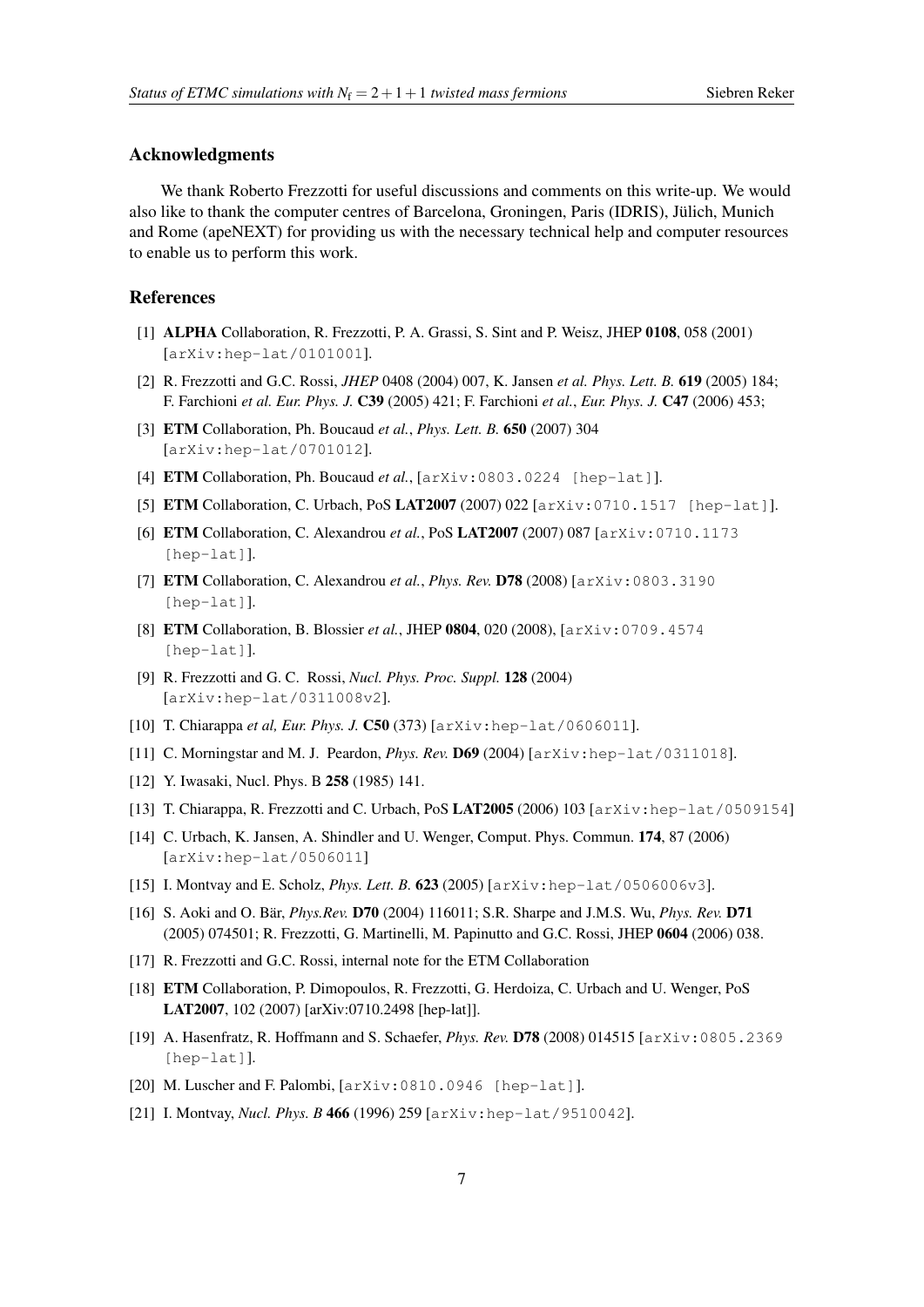## Acknowledgments

We thank Roberto Frezzotti for useful discussions and comments on this write-up. We would also like to thank the computer centres of Barcelona, Groningen, Paris (IDRIS), Jülich, Munich and Rome (apeNEXT) for providing us with the necessary technical help and computer resources to enable us to perform this work.

## References

[1] **ALPHA** Collaboration, R. Frezzotti, P. A. Grassi, S. Sint and P. Weisz, JHEP **0108**, 058 (2001) [arXiv:hep-lat/0101001].

[2] R. Frezzotti and G.C. Rossi, *JHEP* 0408 (2004) 007, K. Jansen *et al. Phys. Lett. B.* **619** (2005) 184; F. Farchioni *et al. Eur. Phys. J.* **C39** (2005) 421; F. Farchioni *et al.*, *Eur. Phys. J.* **C47** (2006) 453;

[3] **ETM** Collaboration, Ph. Boucaud *et al.*, *Phys. Lett. B.* **650** (2007) 304 [arXiv:hep-lat/0701012].

[4] **ETM** Collaboration, Ph. Boucaud *et al.*, [arXiv:0803.0224 [hep-lat]].

[5] **ETM** Collaboration, C. Urbach, PoS **LAT2007** (2007) 022 [arXiv:0710.1517 [hep-lat]].

[6] **ETM** Collaboration, C. Alexandrou *et al.*, PoS **LAT2007** (2007) 087 [arXiv:0710.1173 [hep-lat]].

[7] **ETM** Collaboration, C. Alexandrou *et al.*, *Phys. Rev.* **D78** (2008) [arXiv:0803.3190 [hep-lat]].

[8] **ETM** Collaboration, B. Blossier *et al.*, JHEP **0804**, 020 (2008), [arXiv:0709.4574 [hep-lat]].

[9] R. Frezzotti and G. C. Rossi, *Nucl. Phys. Proc. Suppl.* **128** (2004) [arXiv:hep-lat/0311008v2].

[10] T. Chiarappa *et al, Eur. Phys. J.* **C50** (373) [arXiv:hep-lat/0606011].

[11] C. Morningstar and M. J. Peardon, *Phys. Rev.* **D69** (2004) [arXiv:hep-lat/0311018].

[12] Y. Iwasaki, Nucl. Phys. B **258** (1985) 141.

[13] T. Chiarappa, R. Frezzotti and C. Urbach, PoS **LAT2005** (2006) 103 [arXiv:hep-lat/0509154]

[14] C. Urbach, K. Jansen, A. Shindler and U. Wenger, Comput. Phys. Commun. **174**, 87 (2006) [arXiv:hep-lat/0506011]

[15] I. Montvay and E. Scholz, *Phys. Lett. B.* **623** (2005) [arXiv:hep-lat/0506006v3].

[16] S. Aoki and O. Bär, *Phys.Rev.* **D70** (2004) 116011; S.R. Sharpe and J.M.S. Wu, *Phys. Rev.* **D71** (2005) 074501; R. Frezzotti, G. Martinelli, M. Papinutto and G.C. Rossi, JHEP **0604** (2006) 038.

[17] R. Frezzotti and G.C. Rossi, internal note for the ETM Collaboration

[18] **ETM** Collaboration, P. Dimopoulos, R. Frezzotti, G. Herdoiza, C. Urbach and U. Wenger, PoS **LAT2007**, 102 (2007) [arXiv:0710.2498 [hep-lat]].

[19] A. Hasenfratz, R. Hoffmann and S. Schaefer, *Phys. Rev.* **D78** (2008) 014515 [arXiv:0805.2369 [hep-lat]].

[20] M. Luscher and F. Palombi, [arXiv:0810.0946 [hep-lat]].

[21] I. Montvay, *Nucl. Phys. B* **466** (1996) 259 [arXiv:hep-lat/9510042].